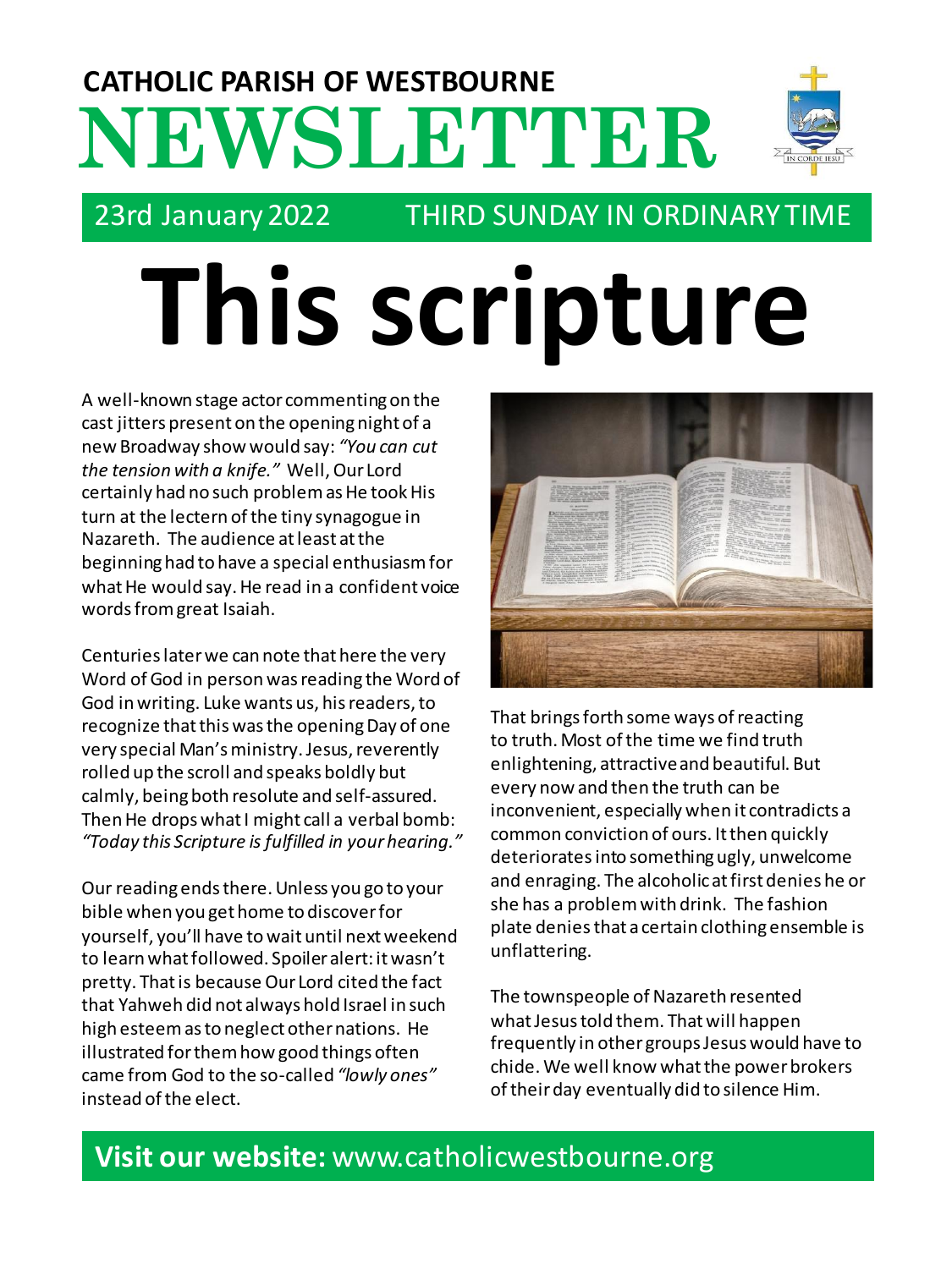## CATHOLIC PARISH OF WESTBOURNE

# NEWSLETTER

23rd January 2022 THIRD SUNDAY IN ORDINARY TIME

# This scripture

A well-known stage actor commenting on the cast jitters present on the opening night of a new Broadway show would say: *"You can cut the tension with a knife."* Well, Our Lord certainly had no such problem as He took His turn at the lectern of the tiny synagogue in Nazareth. The audience at least at the beginning had to have a special enthusiasm for what He would say. He read in a confident voice words from great Isaiah.

Centuries later we can note that here the very Word of God in person was reading the Word of God in writing. Luke wants us, his readers, to recognize that this was the opening Day of one very special Man's ministry. Jesus, reverently rolled up the scroll and speaks boldly but calmly, being both resolute and self-assured. Then He drops what I might call a verbal bomb: *"Today this Scripture is fulfilled in your hearing."*

Our reading ends there. Unless you go to your bible when you get home to discover for yourself, you'll have to wait until next weekend to learn what followed. Spoiler alert: it wasn't pretty. That is because Our Lord cited the fact that Yahweh did not always hold Israel in such high esteem as to neglect other nations. He illustrated for them how good things often came from God to the so-called *"lowly ones"* instead of the elect.

That brings forth some ways of reacting to truth. Most of the time we find truth enlightening, attractive and beautiful. But every now and then the truth can be inconvenient, especially when it contradicts a common conviction of ours. It then quickly deteriorates into something ugly, unwelcome and enraging. The alcoholic at first denies he or she has a problem with drink. The fashion plate denies that a certain clothing ensemble is unflattering.

The townspeople of Nazareth resented what Jesus told them. That will happen frequently in other groups Jesus would have to chide. We well know what the power brokers of their day eventually did to silence Him.

**Visit our website:** www.catholicwestbourne.org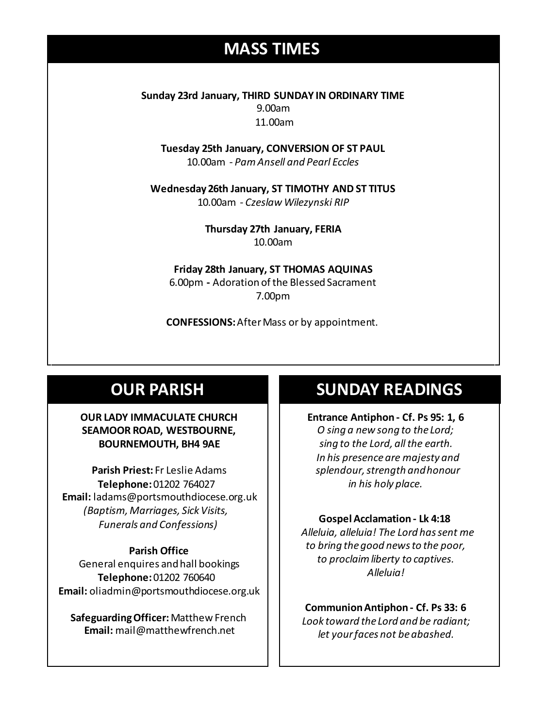## MASS TIMES

**Sunday 23rd January, THIRD SUNDAY IN ORDINARY TIME**
9.00am
11.00am

**Tuesday 25th January, CONVERSION OF ST PAUL**
10.00am - *Pam Ansell and Pearl Eccles*

**Wednesday 26th January, ST TIMOTHY AND ST TITUS**
10.00am - *Czeslaw Wilezynski RIP*

**Thursday 27th January, FERIA**
10.00am

**Friday 28th January, ST THOMAS AQUINAS**
6.00pm - Adoration of the Blessed Sacrament
7.00pm

**CONFESSIONS:** After Mass or by appointment.

## OUR PARISH

**OUR LADY IMMACULATE CHURCH
SEAMOOR ROAD, WESTBOURNE,
BOURNEMOUTH, BH4 9AE**

**Parish Priest:** Fr Leslie Adams
**Telephone:** 01202 764027
**Email:** ladams@portsmouthdiocese.org.uk
*(Baptism, Marriages, Sick Visits, Funerals and Confessions)*

**Parish Office**
General enquires and hall bookings
**Telephone:** 01202 760640
**Email:** oliadmin@portsmouthdiocese.org.uk

**Safeguarding Officer:** Matthew French
**Email:** mail@matthewfrench.net

## SUNDAY READINGS

**Entrance Antiphon - Cf. Ps 95: 1, 6**
*O sing a new song to the Lord;
sing to the Lord, all the earth.
In his presence are majesty and
splendour, strength and honour
in his holy place.*

**Gospel Acclamation - Lk 4:18**
*Alleluia, alleluia! The Lord has sent me
to bring the good news to the poor,
to proclaim liberty to captives.
Alleluia!*

**Communion Antiphon - Cf. Ps 33: 6**
*Look toward the Lord and be radiant;
let your faces not be abashed.*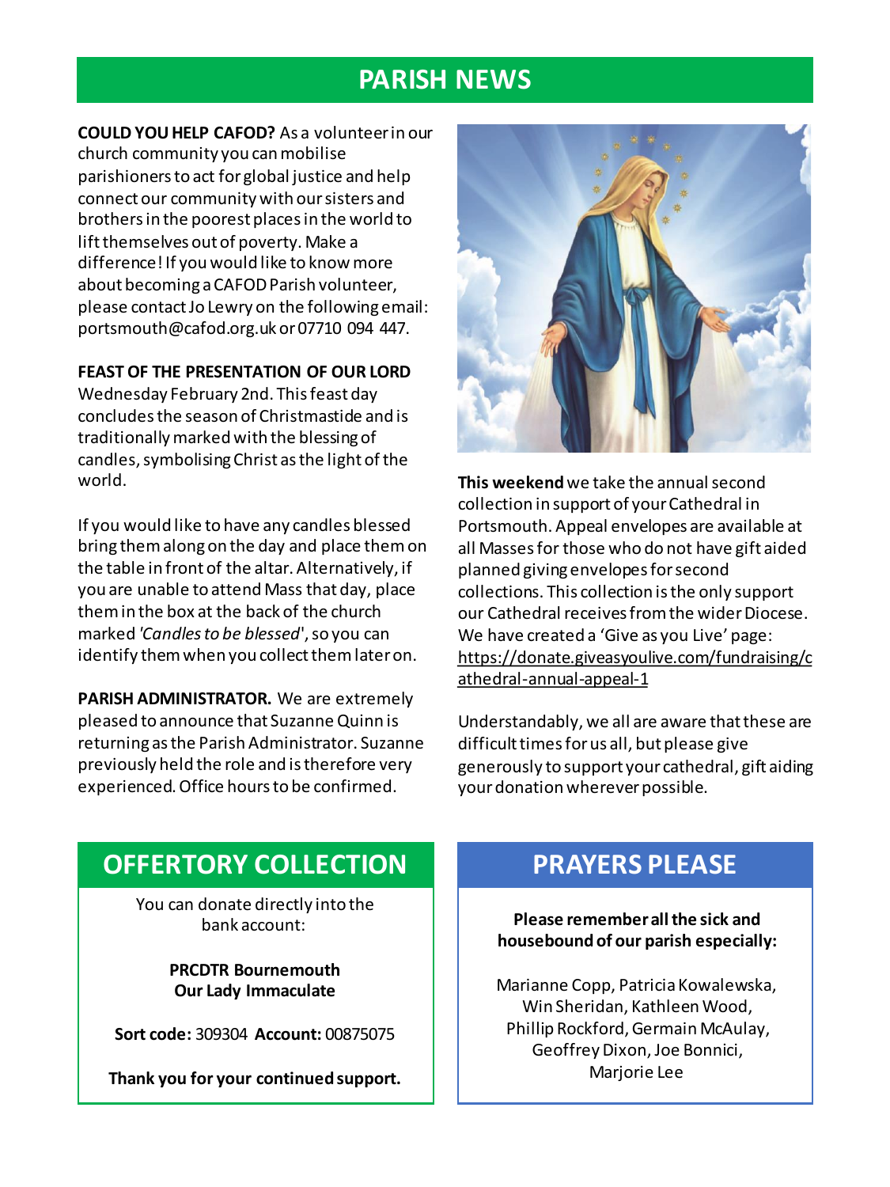# PARISH NEWS

**COULD YOU HELP CAFOD?** As a volunteer in our church community you can mobilise parishioners to act for global justice and help connect our community with our sisters and brothers in the poorest places in the world to lift themselves out of poverty. Make a difference! If you would like to know more about becoming a CAFOD Parish volunteer, please contact Jo Lewry on the following email: portsmouth@cafod.org.uk or 07710 094 447.

**FEAST OF THE PRESENTATION OF OUR LORD** Wednesday February 2nd. This feast day concludes the season of Christmastide and is traditionally marked with the blessing of candles, symbolising Christ as the light of the world.

If you would like to have any candles blessed bring them along on the day and place them on the table in front of the altar. Alternatively, if you are unable to attend Mass that day, place them in the box at the back of the church marked *'Candles to be blessed*', so you can identify them when you collect them later on.

**PARISH ADMINISTRATOR.** We are extremely pleased to announce that Suzanne Quinn is returning as the Parish Administrator. Suzanne previously held the role and is therefore very experienced. Office hours to be confirmed.

**This weekend** we take the annual second collection in support of your Cathedral in Portsmouth. Appeal envelopes are available at all Masses for those who do not have gift aided planned giving envelopes for second collections. This collection is the only support our Cathedral receives from the wider Diocese. We have created a 'Give as you Live' page: https://donate.giveasyoulive.com/fundraising/cathedral-annual-appeal-1

Understandably, we all are aware that these are difficult times for us all, but please give generously to support your cathedral, gift aiding your donation wherever possible.

## OFFERTORY COLLECTION

You can donate directly into the bank account:

**PRCDTR Bournemouth**
**Our Lady Immaculate**

**Sort code:** 309304 **Account:** 00875075

**Thank you for your continued support.**

## PRAYERS PLEASE

**Please remember all the sick and housebound of our parish especially:**

Marianne Copp, Patricia Kowalewska, Win Sheridan, Kathleen Wood, Phillip Rockford, Germain McAulay, Geoffrey Dixon, Joe Bonnici, Marjorie Lee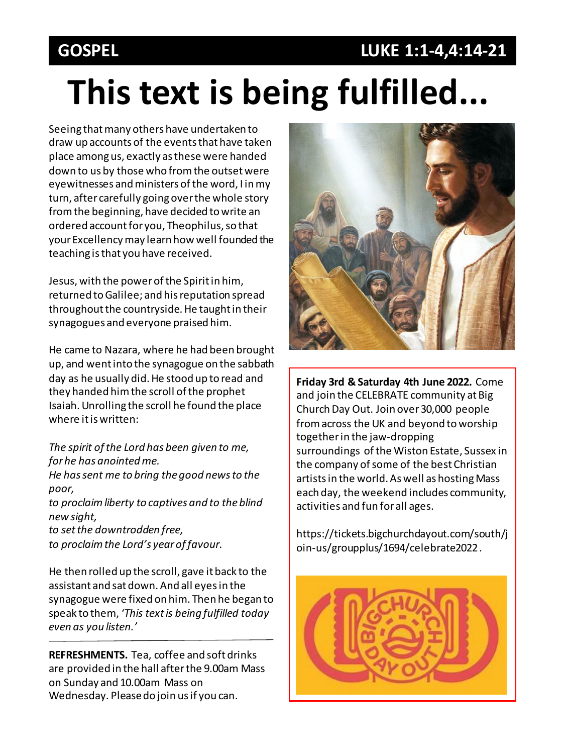**GOSPEL** **LUKE 1:1-4,4:14-21**

# This text is being fulfilled...

Seeing that many others have undertaken to draw up accounts of the events that have taken place among us, exactly as these were handed down to us by those who from the outset were eyewitnesses and ministers of the word, I in my turn, after carefully going over the whole story from the beginning, have decided to write an ordered account for you, Theophilus, so that your Excellency may learn how well founded the teaching is that you have received.

Jesus, with the power of the Spirit in him, returned to Galilee; and his reputation spread throughout the countryside. He taught in their synagogues and everyone praised him.

He came to Nazara, where he had been brought up, and went into the synagogue on the sabbath day as he usually did. He stood up to read and they handed him the scroll of the prophet Isaiah. Unrolling the scroll he found the place where it is written:

*The spirit of the Lord has been given to me,*
*for he has anointed me.*
*He has sent me to bring the good news to the poor,*
*to proclaim liberty to captives and to the blind new sight,*
*to set the downtrodden free,*
*to proclaim the Lord's year of favour.*

He then rolled up the scroll, gave it back to the assistant and sat down. And all eyes in the synagogue were fixed on him. Then he began to speak to them, *'This text is being fulfilled today even as you listen.'*

---

**REFRESHMENTS.** Tea, coffee and soft drinks are provided in the hall after the 9.00am Mass on Sunday and 10.00am Mass on Wednesday. Please do join us if you can.

**Friday 3rd & Saturday 4th June 2022.** Come and join the CELEBRATE community at Big Church Day Out. Join over 30,000 people from across the UK and beyond to worship together in the jaw-dropping surroundings of the Wiston Estate, Sussex in the company of some of the best Christian artists in the world. As well as hosting Mass each day, the weekend includes community, activities and fun for all ages.

https://tickets.bigchurchdayout.com/south/join-us/groupplus/1694/celebrate2022.